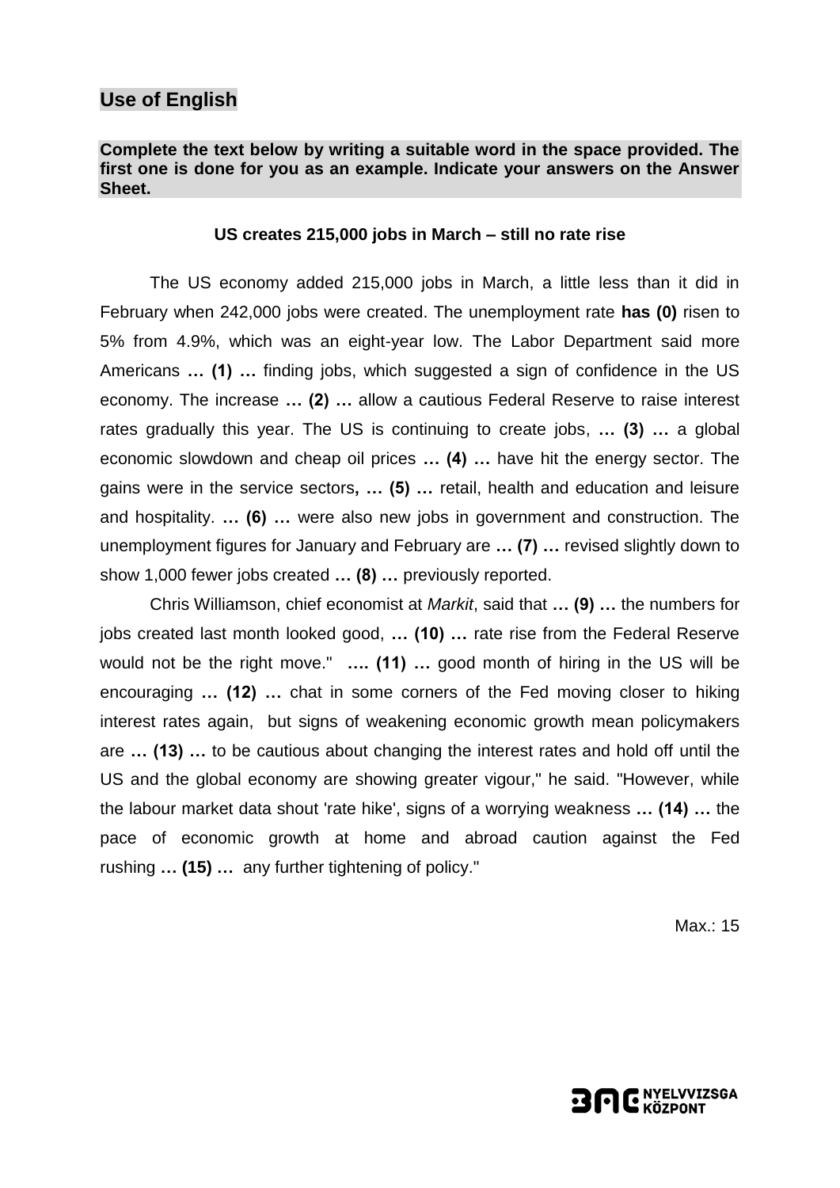## Use of English

**Complete the text below by writing a suitable word in the space provided. The first one is done for you as an example. Indicate your answers on the Answer Sheet.**

**US creates 215,000 jobs in March – still no rate rise**

The US economy added 215,000 jobs in March, a little less than it did in February when 242,000 jobs were created. The unemployment rate **has (0)** risen to 5% from 4.9%, which was an eight-year low. The Labor Department said more Americans **… (1) …** finding jobs, which suggested a sign of confidence in the US economy. The increase **… (2) …** allow a cautious Federal Reserve to raise interest rates gradually this year. The US is continuing to create jobs, **… (3) …** a global economic slowdown and cheap oil prices **… (4) …** have hit the energy sector. The gains were in the service sectors**, … (5) …** retail, health and education and leisure and hospitality. **… (6) …** were also new jobs in government and construction. The unemployment figures for January and February are **… (7) …** revised slightly down to show 1,000 fewer jobs created **… (8) …** previously reported.

Chris Williamson, chief economist at *Markit*, said that **… (9) …** the numbers for jobs created last month looked good, **… (10) …** rate rise from the Federal Reserve would not be the right move." **…. (11) …** good month of hiring in the US will be encouraging **… (12) …** chat in some corners of the Fed moving closer to hiking interest rates again, but signs of weakening economic growth mean policymakers are **… (13) …** to be cautious about changing the interest rates and hold off until the US and the global economy are showing greater vigour," he said. "However, while the labour market data shout 'rate hike', signs of a worrying weakness **… (14) …** the pace of economic growth at home and abroad caution against the Fed rushing **… (15) …** any further tightening of policy."

Max.: 15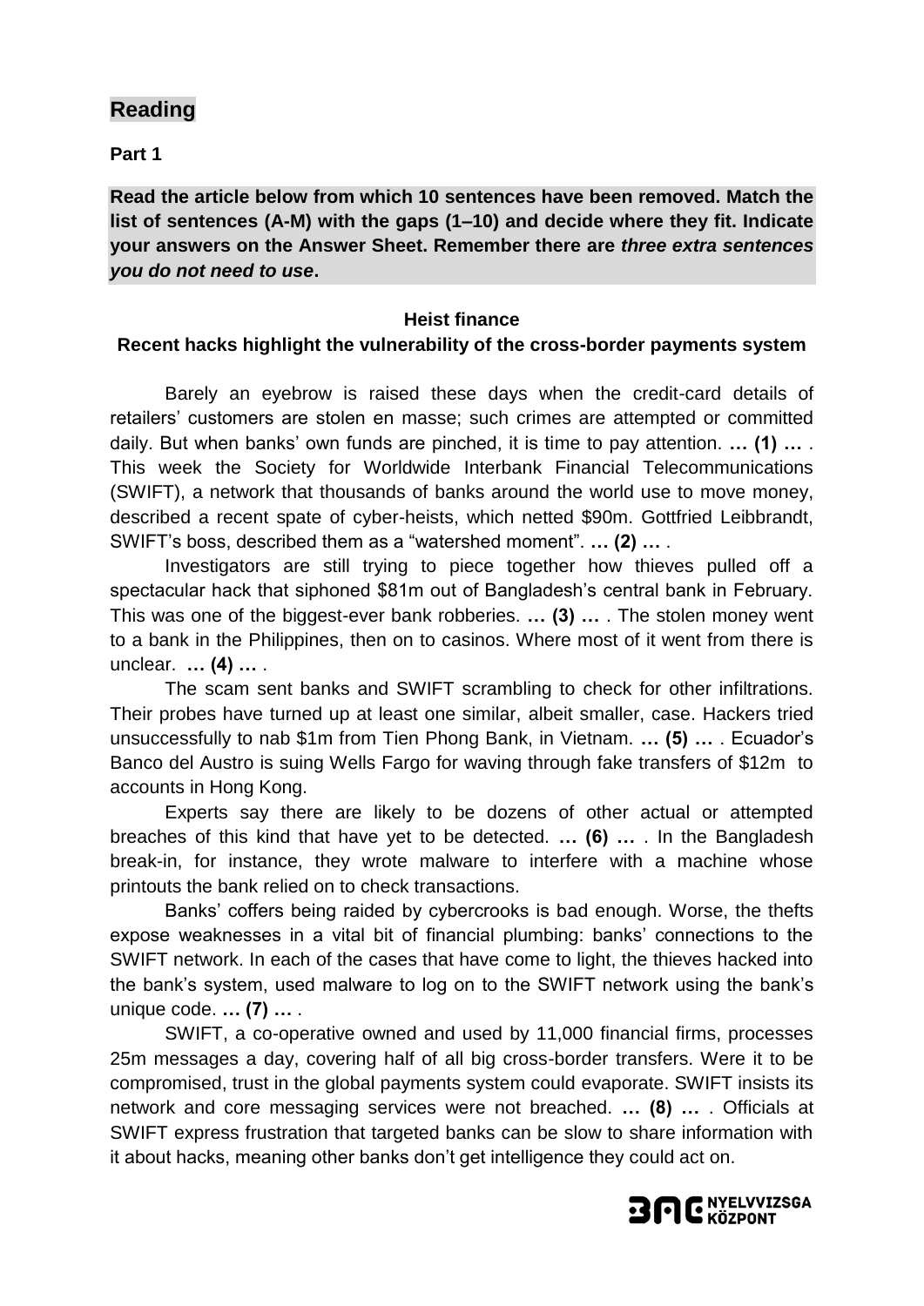## Reading

**Part 1**

**Read the article below from which 10 sentences have been removed. Match the list of sentences (A-M) with the gaps (1–10) and decide where they fit. Indicate your answers on the Answer Sheet. Remember there are *three extra sentences you do not need to use*.**

**Heist finance**

**Recent hacks highlight the vulnerability of the cross-border payments system**

Barely an eyebrow is raised these days when the credit-card details of retailers' customers are stolen en masse; such crimes are attempted or committed daily. But when banks' own funds are pinched, it is time to pay attention. **… (1) …** . This week the Society for Worldwide Interbank Financial Telecommunications (SWIFT), a network that thousands of banks around the world use to move money, described a recent spate of cyber-heists, which netted \$90m. Gottfried Leibbrandt, SWIFT's boss, described them as a "watershed moment". **… (2) …** .

Investigators are still trying to piece together how thieves pulled off a spectacular hack that siphoned \$81m out of Bangladesh's central bank in February. This was one of the biggest-ever bank robberies. **… (3) …** . The stolen money went to a bank in the Philippines, then on to casinos. Where most of it went from there is unclear. **… (4) …** .

The scam sent banks and SWIFT scrambling to check for other infiltrations. Their probes have turned up at least one similar, albeit smaller, case. Hackers tried unsuccessfully to nab \$1m from Tien Phong Bank, in Vietnam. **… (5) …** . Ecuador's Banco del Austro is suing Wells Fargo for waving through fake transfers of \$12m to accounts in Hong Kong.

Experts say there are likely to be dozens of other actual or attempted breaches of this kind that have yet to be detected. **… (6) …** . In the Bangladesh break-in, for instance, they wrote malware to interfere with a machine whose printouts the bank relied on to check transactions.

Banks' coffers being raided by cybercrooks is bad enough. Worse, the thefts expose weaknesses in a vital bit of financial plumbing: banks' connections to the SWIFT network. In each of the cases that have come to light, the thieves hacked into the bank's system, used malware to log on to the SWIFT network using the bank's unique code. **… (7) …** .

SWIFT, a co-operative owned and used by 11,000 financial firms, processes 25m messages a day, covering half of all big cross-border transfers. Were it to be compromised, trust in the global payments system could evaporate. SWIFT insists its network and core messaging services were not breached. **… (8) …** . Officials at SWIFT express frustration that targeted banks can be slow to share information with it about hacks, meaning other banks don't get intelligence they could act on.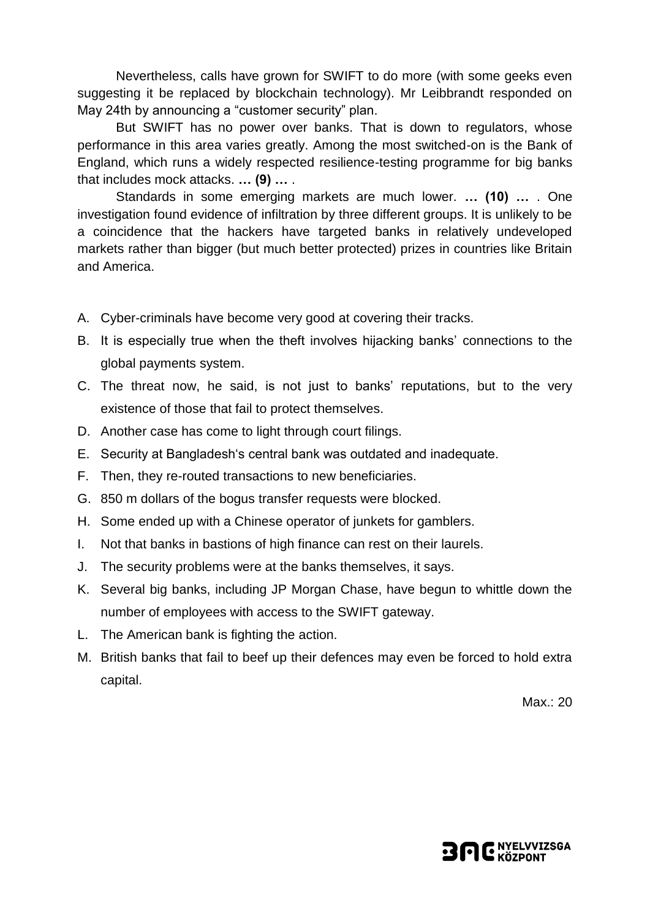Nevertheless, calls have grown for SWIFT to do more (with some geeks even suggesting it be replaced by blockchain technology). Mr Leibbrandt responded on May 24th by announcing a "customer security" plan.

But SWIFT has no power over banks. That is down to regulators, whose performance in this area varies greatly. Among the most switched-on is the Bank of England, which runs a widely respected resilience-testing programme for big banks that includes mock attacks. **… (9) …** .

Standards in some emerging markets are much lower. **… (10) …** . One investigation found evidence of infiltration by three different groups. It is unlikely to be a coincidence that the hackers have targeted banks in relatively undeveloped markets rather than bigger (but much better protected) prizes in countries like Britain and America.

A. Cyber-criminals have become very good at covering their tracks.
B. It is especially true when the theft involves hijacking banks' connections to the global payments system.
C. The threat now, he said, is not just to banks' reputations, but to the very existence of those that fail to protect themselves.
D. Another case has come to light through court filings.
E. Security at Bangladesh's central bank was outdated and inadequate.
F. Then, they re-routed transactions to new beneficiaries.
G. 850 m dollars of the bogus transfer requests were blocked.
H. Some ended up with a Chinese operator of junkets for gamblers.
I. Not that banks in bastions of high finance can rest on their laurels.
J. The security problems were at the banks themselves, it says.
K. Several big banks, including JP Morgan Chase, have begun to whittle down the number of employees with access to the SWIFT gateway.
L. The American bank is fighting the action.
M. British banks that fail to beef up their defences may even be forced to hold extra capital.

Max.: 20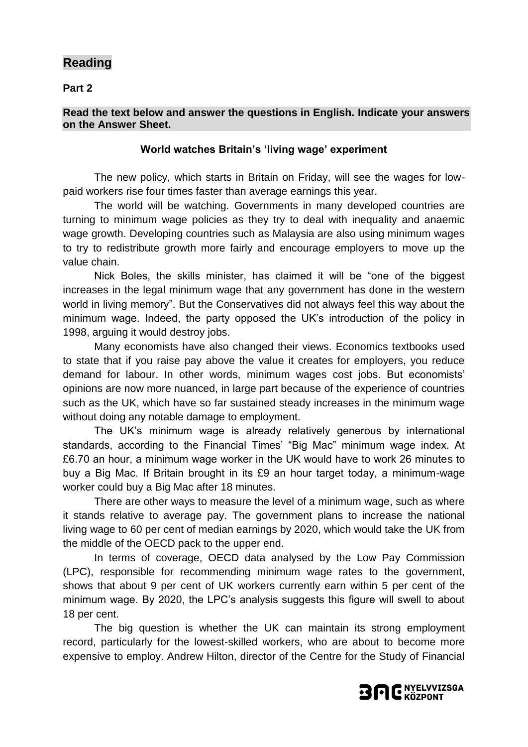## Reading

**Part 2**

**Read the text below and answer the questions in English. Indicate your answers on the Answer Sheet.**

### World watches Britain's 'living wage' experiment

The new policy, which starts in Britain on Friday, will see the wages for low-paid workers rise four times faster than average earnings this year.

The world will be watching. Governments in many developed countries are turning to minimum wage policies as they try to deal with inequality and anaemic wage growth. Developing countries such as Malaysia are also using minimum wages to try to redistribute growth more fairly and encourage employers to move up the value chain.

Nick Boles, the skills minister, has claimed it will be "one of the biggest increases in the legal minimum wage that any government has done in the western world in living memory". But the Conservatives did not always feel this way about the minimum wage. Indeed, the party opposed the UK's introduction of the policy in 1998, arguing it would destroy jobs.

Many economists have also changed their views. Economics textbooks used to state that if you raise pay above the value it creates for employers, you reduce demand for labour. In other words, minimum wages cost jobs. But economists' opinions are now more nuanced, in large part because of the experience of countries such as the UK, which have so far sustained steady increases in the minimum wage without doing any notable damage to employment.

The UK's minimum wage is already relatively generous by international standards, according to the Financial Times' "Big Mac" minimum wage index. At £6.70 an hour, a minimum wage worker in the UK would have to work 26 minutes to buy a Big Mac. If Britain brought in its £9 an hour target today, a minimum-wage worker could buy a Big Mac after 18 minutes.

There are other ways to measure the level of a minimum wage, such as where it stands relative to average pay. The government plans to increase the national living wage to 60 per cent of median earnings by 2020, which would take the UK from the middle of the OECD pack to the upper end.

In terms of coverage, OECD data analysed by the Low Pay Commission (LPC), responsible for recommending minimum wage rates to the government, shows that about 9 per cent of UK workers currently earn within 5 per cent of the minimum wage. By 2020, the LPC's analysis suggests this figure will swell to about 18 per cent.

The big question is whether the UK can maintain its strong employment record, particularly for the lowest-skilled workers, who are about to become more expensive to employ. Andrew Hilton, director of the Centre for the Study of Financial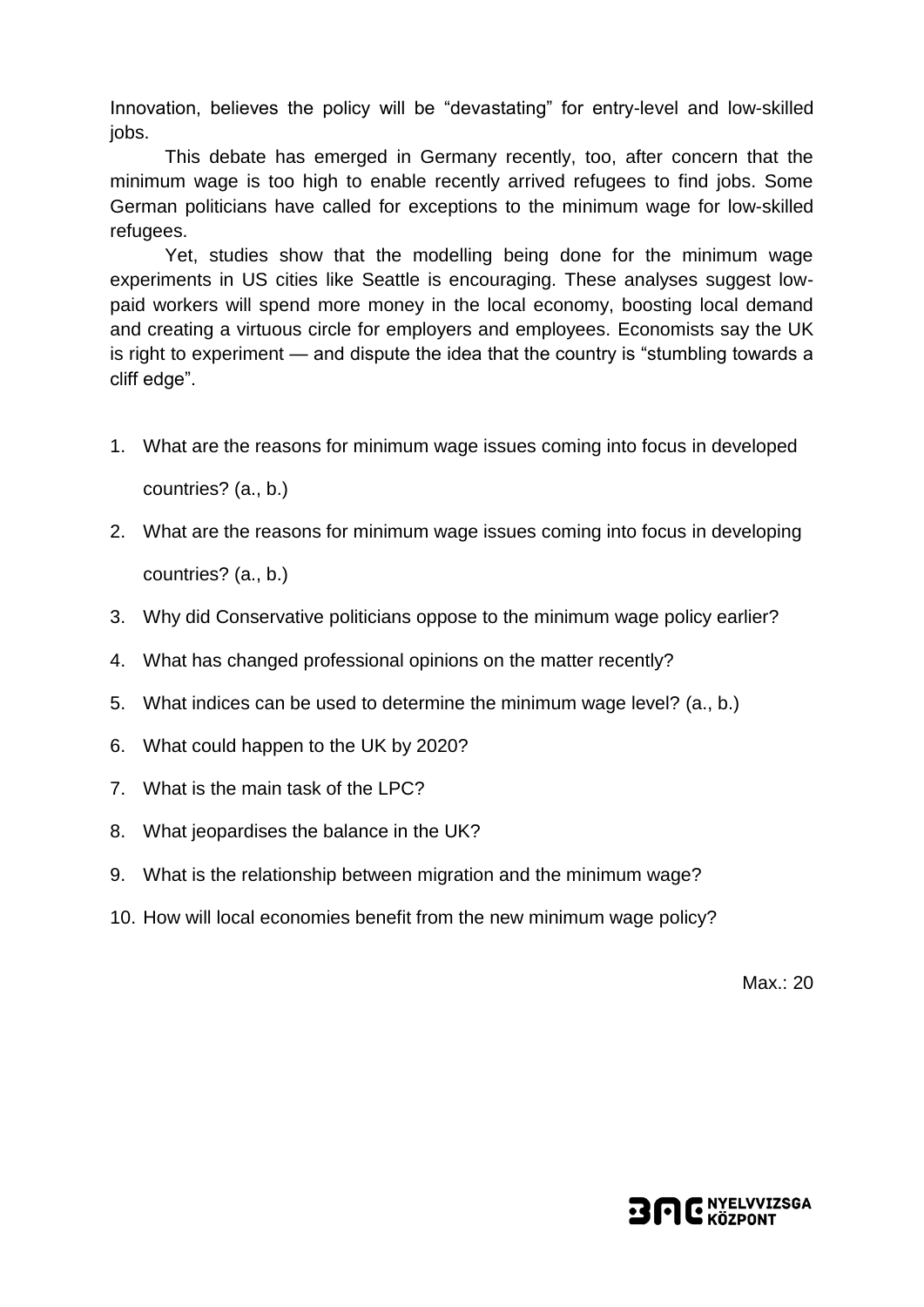Innovation, believes the policy will be "devastating" for entry-level and low-skilled jobs.

This debate has emerged in Germany recently, too, after concern that the minimum wage is too high to enable recently arrived refugees to find jobs. Some German politicians have called for exceptions to the minimum wage for low-skilled refugees.

Yet, studies show that the modelling being done for the minimum wage experiments in US cities like Seattle is encouraging. These analyses suggest low-paid workers will spend more money in the local economy, boosting local demand and creating a virtuous circle for employers and employees. Economists say the UK is right to experiment — and dispute the idea that the country is "stumbling towards a cliff edge".

1. What are the reasons for minimum wage issues coming into focus in developed countries? (a., b.)
2. What are the reasons for minimum wage issues coming into focus in developing countries? (a., b.)
3. Why did Conservative politicians oppose to the minimum wage policy earlier?
4. What has changed professional opinions on the matter recently?
5. What indices can be used to determine the minimum wage level? (a., b.)
6. What could happen to the UK by 2020?
7. What is the main task of the LPC?
8. What jeopardises the balance in the UK?
9. What is the relationship between migration and the minimum wage?
10. How will local economies benefit from the new minimum wage policy?

Max.: 20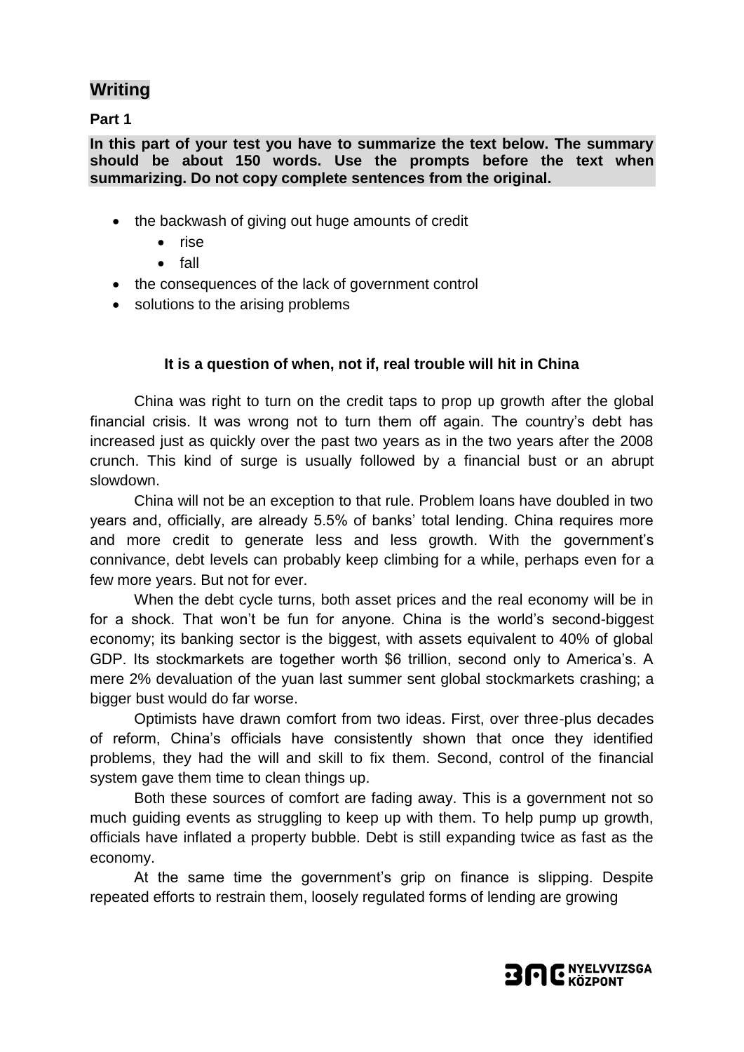## Writing

**Part 1**

**In this part of your test you have to summarize the text below. The summary should be about 150 words. Use the prompts before the text when summarizing. Do not copy complete sentences from the original.**

- the backwash of giving out huge amounts of credit
  - rise
  - fall
- the consequences of the lack of government control
- solutions to the arising problems

**It is a question of when, not if, real trouble will hit in China**

China was right to turn on the credit taps to prop up growth after the global financial crisis. It was wrong not to turn them off again. The country's debt has increased just as quickly over the past two years as in the two years after the 2008 crunch. This kind of surge is usually followed by a financial bust or an abrupt slowdown.

China will not be an exception to that rule. Problem loans have doubled in two years and, officially, are already 5.5% of banks' total lending. China requires more and more credit to generate less and less growth. With the government's connivance, debt levels can probably keep climbing for a while, perhaps even for a few more years. But not for ever.

When the debt cycle turns, both asset prices and the real economy will be in for a shock. That won't be fun for anyone. China is the world's second-biggest economy; its banking sector is the biggest, with assets equivalent to 40% of global GDP. Its stockmarkets are together worth $6 trillion, second only to America's. A mere 2% devaluation of the yuan last summer sent global stockmarkets crashing; a bigger bust would do far worse.

Optimists have drawn comfort from two ideas. First, over three-plus decades of reform, China's officials have consistently shown that once they identified problems, they had the will and skill to fix them. Second, control of the financial system gave them time to clean things up.

Both these sources of comfort are fading away. This is a government not so much guiding events as struggling to keep up with them. To help pump up growth, officials have inflated a property bubble. Debt is still expanding twice as fast as the economy.

At the same time the government's grip on finance is slipping. Despite repeated efforts to restrain them, loosely regulated forms of lending are growing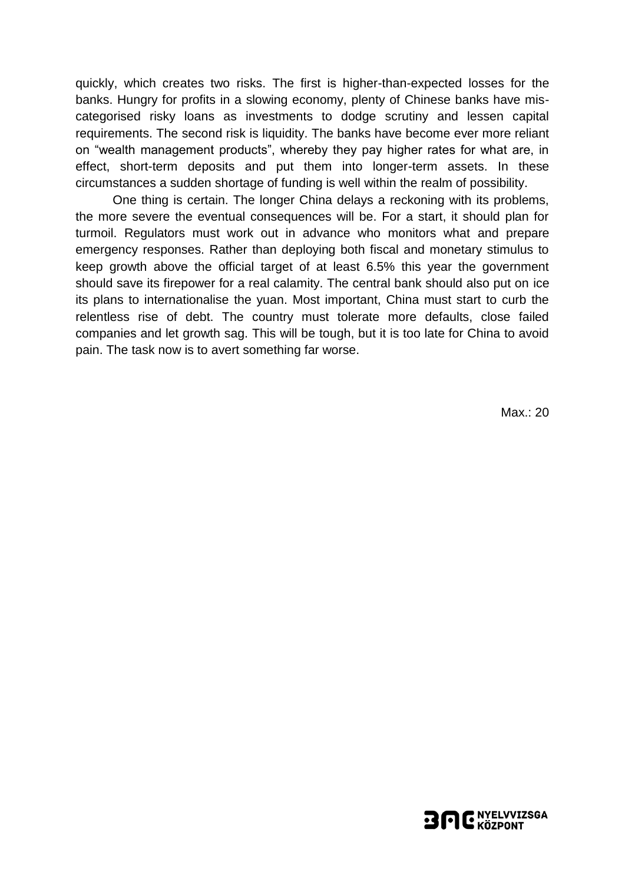quickly, which creates two risks. The first is higher-than-expected losses for the banks. Hungry for profits in a slowing economy, plenty of Chinese banks have mis-categorised risky loans as investments to dodge scrutiny and lessen capital requirements. The second risk is liquidity. The banks have become ever more reliant on "wealth management products", whereby they pay higher rates for what are, in effect, short-term deposits and put them into longer-term assets. In these circumstances a sudden shortage of funding is well within the realm of possibility.

One thing is certain. The longer China delays a reckoning with its problems, the more severe the eventual consequences will be. For a start, it should plan for turmoil. Regulators must work out in advance who monitors what and prepare emergency responses. Rather than deploying both fiscal and monetary stimulus to keep growth above the official target of at least 6.5% this year the government should save its firepower for a real calamity. The central bank should also put on ice its plans to internationalise the yuan. Most important, China must start to curb the relentless rise of debt. The country must tolerate more defaults, close failed companies and let growth sag. This will be tough, but it is too late for China to avoid pain. The task now is to avert something far worse.

Max.: 20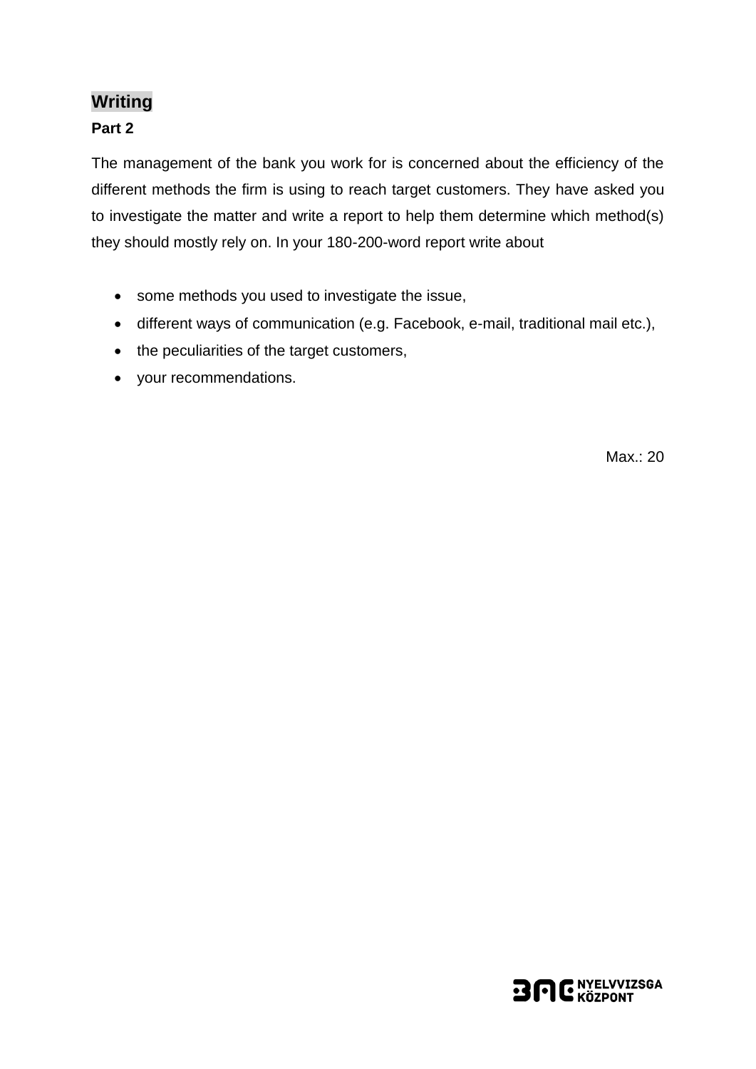## Writing

### Part 2

The management of the bank you work for is concerned about the efficiency of the different methods the firm is using to reach target customers. They have asked you to investigate the matter and write a report to help them determine which method(s) they should mostly rely on. In your 180-200-word report write about

- some methods you used to investigate the issue,
- different ways of communication (e.g. Facebook, e-mail, traditional mail etc.),
- the peculiarities of the target customers,
- your recommendations.

Max.: 20